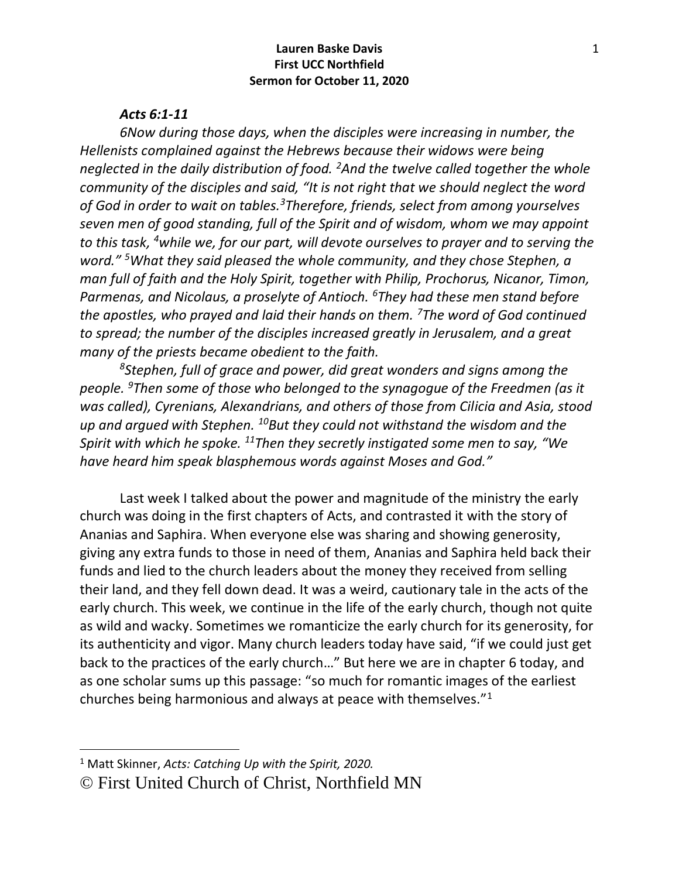**Lauren Baske Davis**
**First UCC Northfield**
**Sermon for October 11, 2020**

***Acts 6:1-11***

*6Now during those days, when the disciples were increasing in number, the Hellenists complained against the Hebrews because their widows were being neglected in the daily distribution of food. [2]And the twelve called together the whole community of the disciples and said, "It is not right that we should neglect the word of God in order to wait on tables.[3]Therefore, friends, select from among yourselves seven men of good standing, full of the Spirit and of wisdom, whom we may appoint to this task, [4]while we, for our part, will devote ourselves to prayer and to serving the word." [5]What they said pleased the whole community, and they chose Stephen, a man full of faith and the Holy Spirit, together with Philip, Prochorus, Nicanor, Timon, Parmenas, and Nicolaus, a proselyte of Antioch. [6]They had these men stand before the apostles, who prayed and laid their hands on them. [7]The word of God continued to spread; the number of the disciples increased greatly in Jerusalem, and a great many of the priests became obedient to the faith.*

*[8]Stephen, full of grace and power, did great wonders and signs among the people. [9]Then some of those who belonged to the synagogue of the Freedmen (as it was called), Cyrenians, Alexandrians, and others of those from Cilicia and Asia, stood up and argued with Stephen. [10]But they could not withstand the wisdom and the Spirit with which he spoke. [11]Then they secretly instigated some men to say, "We have heard him speak blasphemous words against Moses and God."*

Last week I talked about the power and magnitude of the ministry the early church was doing in the first chapters of Acts, and contrasted it with the story of Ananias and Saphira. When everyone else was sharing and showing generosity, giving any extra funds to those in need of them, Ananias and Saphira held back their funds and lied to the church leaders about the money they received from selling their land, and they fell down dead. It was a weird, cautionary tale in the acts of the early church. This week, we continue in the life of the early church, though not quite as wild and wacky. Sometimes we romanticize the early church for its generosity, for its authenticity and vigor. Many church leaders today have said, "if we could just get back to the practices of the early church…" But here we are in chapter 6 today, and as one scholar sums up this passage: "so much for romantic images of the earliest churches being harmonious and always at peace with themselves."[1]

---

[1] Matt Skinner, *Acts: Catching Up with the Spirit, 2020.*

© First United Church of Christ, Northfield MN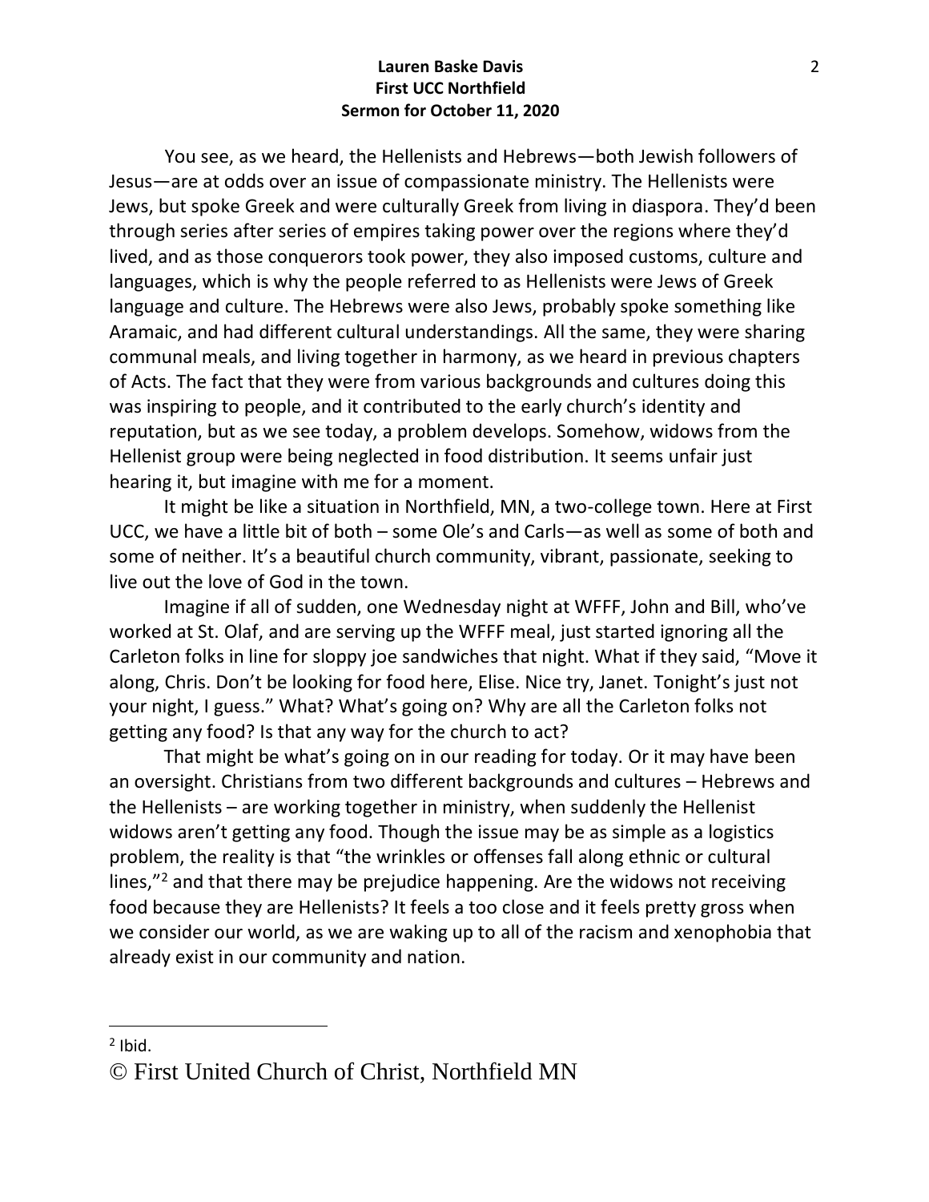You see, as we heard, the Hellenists and Hebrews—both Jewish followers of Jesus—are at odds over an issue of compassionate ministry. The Hellenists were Jews, but spoke Greek and were culturally Greek from living in diaspora. They'd been through series after series of empires taking power over the regions where they'd lived, and as those conquerors took power, they also imposed customs, culture and languages, which is why the people referred to as Hellenists were Jews of Greek language and culture. The Hebrews were also Jews, probably spoke something like Aramaic, and had different cultural understandings. All the same, they were sharing communal meals, and living together in harmony, as we heard in previous chapters of Acts. The fact that they were from various backgrounds and cultures doing this was inspiring to people, and it contributed to the early church's identity and reputation, but as we see today, a problem develops. Somehow, widows from the Hellenist group were being neglected in food distribution. It seems unfair just hearing it, but imagine with me for a moment.

It might be like a situation in Northfield, MN, a two-college town. Here at First UCC, we have a little bit of both – some Ole's and Carls—as well as some of both and some of neither. It's a beautiful church community, vibrant, passionate, seeking to live out the love of God in the town.

Imagine if all of sudden, one Wednesday night at WFFF, John and Bill, who've worked at St. Olaf, and are serving up the WFFF meal, just started ignoring all the Carleton folks in line for sloppy joe sandwiches that night. What if they said, "Move it along, Chris. Don't be looking for food here, Elise. Nice try, Janet. Tonight's just not your night, I guess." What? What's going on? Why are all the Carleton folks not getting any food? Is that any way for the church to act?

That might be what's going on in our reading for today. Or it may have been an oversight. Christians from two different backgrounds and cultures – Hebrews and the Hellenists – are working together in ministry, when suddenly the Hellenist widows aren't getting any food. Though the issue may be as simple as a logistics problem, the reality is that "the wrinkles or offenses fall along ethnic or cultural lines,"[2] and that there may be prejudice happening. Are the widows not receiving food because they are Hellenists? It feels a too close and it feels pretty gross when we consider our world, as we are waking up to all of the racism and xenophobia that already exist in our community and nation.

---

[2] Ibid.

© First United Church of Christ, Northfield MN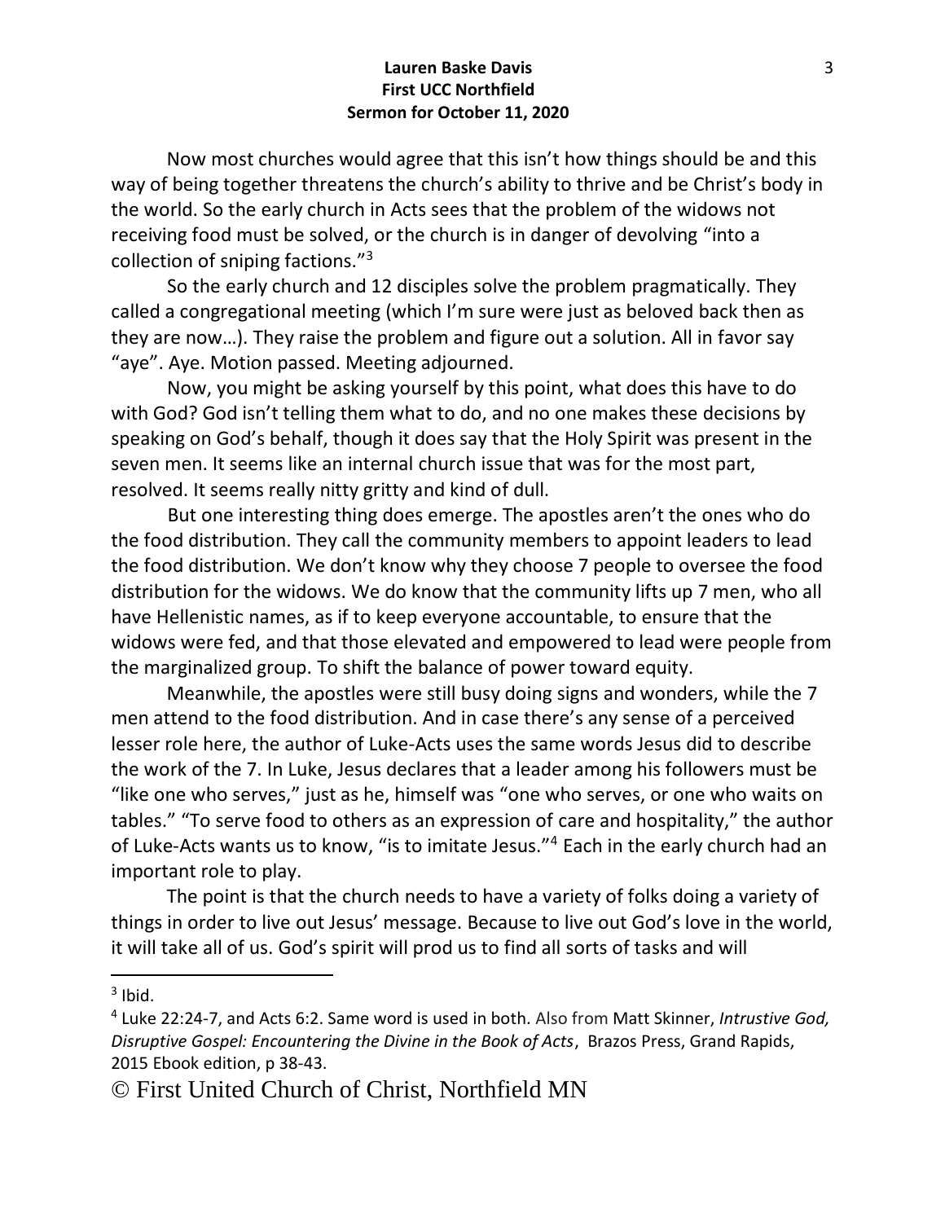Now most churches would agree that this isn't how things should be and this way of being together threatens the church's ability to thrive and be Christ's body in the world. So the early church in Acts sees that the problem of the widows not receiving food must be solved, or the church is in danger of devolving "into a collection of sniping factions."[3]

So the early church and 12 disciples solve the problem pragmatically. They called a congregational meeting (which I'm sure were just as beloved back then as they are now…). They raise the problem and figure out a solution. All in favor say "aye". Aye. Motion passed. Meeting adjourned.

Now, you might be asking yourself by this point, what does this have to do with God? God isn't telling them what to do, and no one makes these decisions by speaking on God's behalf, though it does say that the Holy Spirit was present in the seven men. It seems like an internal church issue that was for the most part, resolved. It seems really nitty gritty and kind of dull.

But one interesting thing does emerge. The apostles aren't the ones who do the food distribution. They call the community members to appoint leaders to lead the food distribution. We don't know why they choose 7 people to oversee the food distribution for the widows. We do know that the community lifts up 7 men, who all have Hellenistic names, as if to keep everyone accountable, to ensure that the widows were fed, and that those elevated and empowered to lead were people from the marginalized group. To shift the balance of power toward equity.

Meanwhile, the apostles were still busy doing signs and wonders, while the 7 men attend to the food distribution. And in case there's any sense of a perceived lesser role here, the author of Luke-Acts uses the same words Jesus did to describe the work of the 7. In Luke, Jesus declares that a leader among his followers must be "like one who serves," just as he, himself was "one who serves, or one who waits on tables." "To serve food to others as an expression of care and hospitality," the author of Luke-Acts wants us to know, "is to imitate Jesus."[4] Each in the early church had an important role to play.

The point is that the church needs to have a variety of folks doing a variety of things in order to live out Jesus' message. Because to live out God's love in the world, it will take all of us. God's spirit will prod us to find all sorts of tasks and will

---

[3] Ibid.

[4] Luke 22:24-7, and Acts 6:2. Same word is used in both. Also from Matt Skinner, *Intrustive God, Disruptive Gospel: Encountering the Divine in the Book of Acts*, Brazos Press, Grand Rapids, 2015 Ebook edition, p 38-43.

© First United Church of Christ, Northfield MN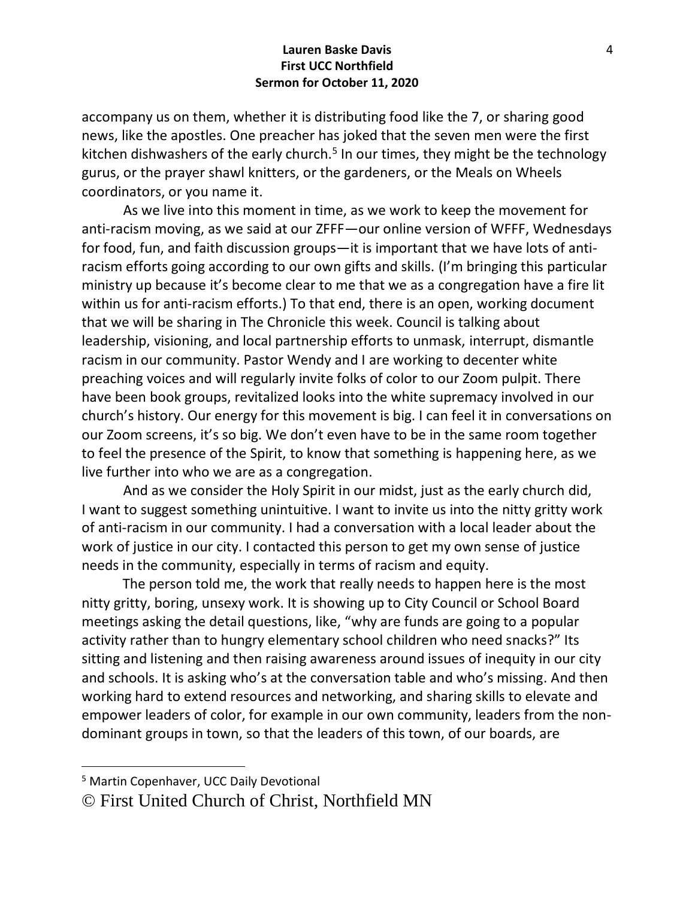accompany us on them, whether it is distributing food like the 7, or sharing good news, like the apostles. One preacher has joked that the seven men were the first kitchen dishwashers of the early church.[5] In our times, they might be the technology gurus, or the prayer shawl knitters, or the gardeners, or the Meals on Wheels coordinators, or you name it.

As we live into this moment in time, as we work to keep the movement for anti-racism moving, as we said at our ZFFF—our online version of WFFF, Wednesdays for food, fun, and faith discussion groups—it is important that we have lots of anti-racism efforts going according to our own gifts and skills. (I'm bringing this particular ministry up because it's become clear to me that we as a congregation have a fire lit within us for anti-racism efforts.) To that end, there is an open, working document that we will be sharing in The Chronicle this week. Council is talking about leadership, visioning, and local partnership efforts to unmask, interrupt, dismantle racism in our community. Pastor Wendy and I are working to decenter white preaching voices and will regularly invite folks of color to our Zoom pulpit. There have been book groups, revitalized looks into the white supremacy involved in our church's history. Our energy for this movement is big. I can feel it in conversations on our Zoom screens, it's so big. We don't even have to be in the same room together to feel the presence of the Spirit, to know that something is happening here, as we live further into who we are as a congregation.

And as we consider the Holy Spirit in our midst, just as the early church did, I want to suggest something unintuitive. I want to invite us into the nitty gritty work of anti-racism in our community. I had a conversation with a local leader about the work of justice in our city. I contacted this person to get my own sense of justice needs in the community, especially in terms of racism and equity.

The person told me, the work that really needs to happen here is the most nitty gritty, boring, unsexy work. It is showing up to City Council or School Board meetings asking the detail questions, like, "why are funds are going to a popular activity rather than to hungry elementary school children who need snacks?" Its sitting and listening and then raising awareness around issues of inequity in our city and schools. It is asking who's at the conversation table and who's missing. And then working hard to extend resources and networking, and sharing skills to elevate and empower leaders of color, for example in our own community, leaders from the non-dominant groups in town, so that the leaders of this town, of our boards, are

---

[5] Martin Copenhaver, UCC Daily Devotional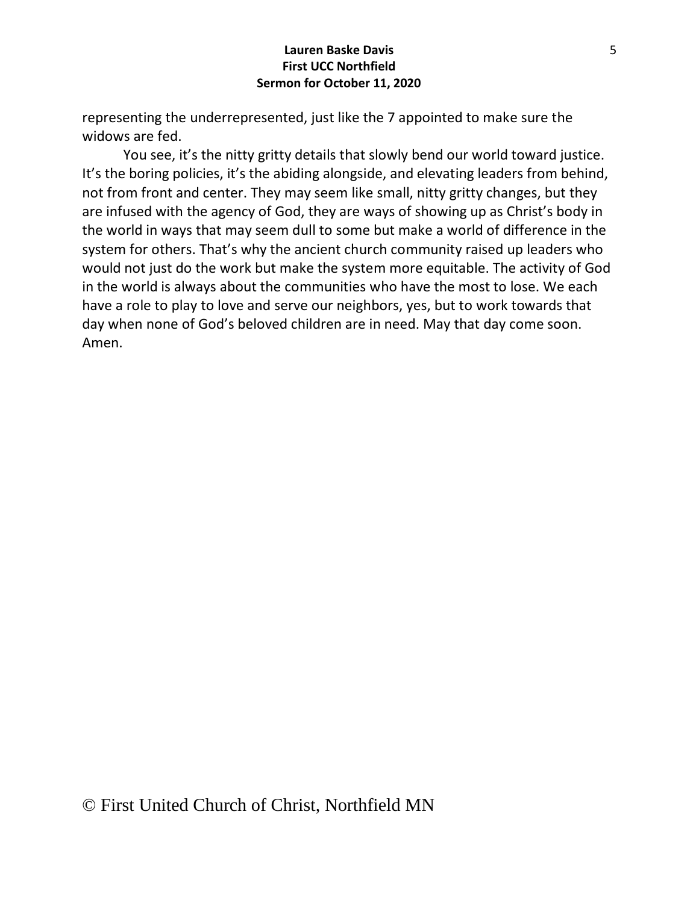representing the underrepresented, just like the 7 appointed to make sure the widows are fed.

You see, it's the nitty gritty details that slowly bend our world toward justice. It's the boring policies, it's the abiding alongside, and elevating leaders from behind, not from front and center. They may seem like small, nitty gritty changes, but they are infused with the agency of God, they are ways of showing up as Christ's body in the world in ways that may seem dull to some but make a world of difference in the system for others. That's why the ancient church community raised up leaders who would not just do the work but make the system more equitable. The activity of God in the world is always about the communities who have the most to lose. We each have a role to play to love and serve our neighbors, yes, but to work towards that day when none of God's beloved children are in need. May that day come soon. Amen.